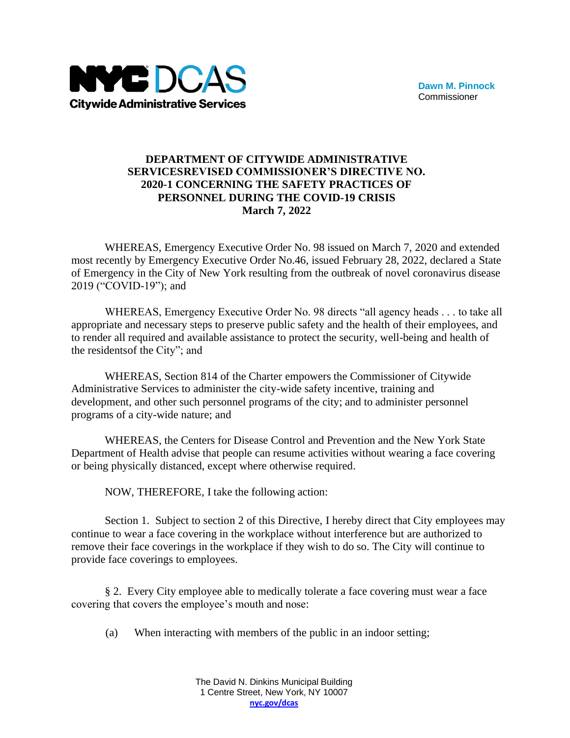NYC DCAS
Citywide Administrative Services

**Dawn M. Pinnock**
Commissioner

**DEPARTMENT OF CITYWIDE ADMINISTRATIVE SERVICESREVISED COMMISSIONER'S DIRECTIVE NO. 2020-1 CONCERNING THE SAFETY PRACTICES OF PERSONNEL DURING THE COVID-19 CRISIS**
**March 7, 2022**

WHEREAS, Emergency Executive Order No. 98 issued on March 7, 2020 and extended most recently by Emergency Executive Order No.46, issued February 28, 2022, declared a State of Emergency in the City of New York resulting from the outbreak of novel coronavirus disease 2019 ("COVID-19"); and

WHEREAS, Emergency Executive Order No. 98 directs "all agency heads . . . to take all appropriate and necessary steps to preserve public safety and the health of their employees, and to render all required and available assistance to protect the security, well-being and health of the residentsof the City"; and

WHEREAS, Section 814 of the Charter empowers the Commissioner of Citywide Administrative Services to administer the city-wide safety incentive, training and development, and other such personnel programs of the city; and to administer personnel programs of a city-wide nature; and

WHEREAS, the Centers for Disease Control and Prevention and the New York State Department of Health advise that people can resume activities without wearing a face covering or being physically distanced, except where otherwise required.

NOW, THEREFORE, I take the following action:

Section 1. Subject to section 2 of this Directive, I hereby direct that City employees may continue to wear a face covering in the workplace without interference but are authorized to remove their face coverings in the workplace if they wish to do so. The City will continue to provide face coverings to employees.

§ 2. Every City employee able to medically tolerate a face covering must wear a face covering that covers the employee's mouth and nose:

(a) When interacting with members of the public in an indoor setting;

The David N. Dinkins Municipal Building
1 Centre Street, New York, NY 10007
nyc.gov/dcas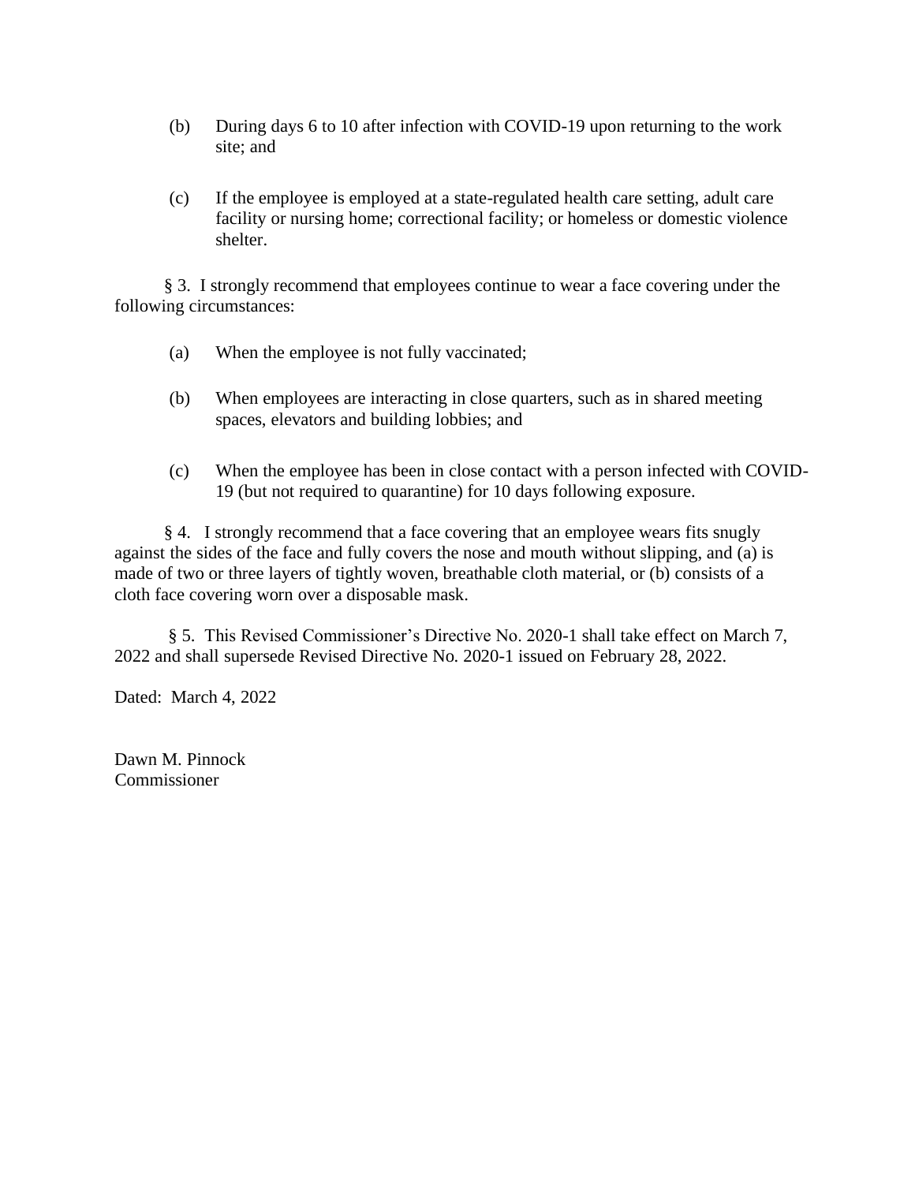(b) During days 6 to 10 after infection with COVID-19 upon returning to the work site; and

(c) If the employee is employed at a state-regulated health care setting, adult care facility or nursing home; correctional facility; or homeless or domestic violence shelter.

§ 3. I strongly recommend that employees continue to wear a face covering under the following circumstances:

(a) When the employee is not fully vaccinated;

(b) When employees are interacting in close quarters, such as in shared meeting spaces, elevators and building lobbies; and

(c) When the employee has been in close contact with a person infected with COVID-19 (but not required to quarantine) for 10 days following exposure.

§ 4. I strongly recommend that a face covering that an employee wears fits snugly against the sides of the face and fully covers the nose and mouth without slipping, and (a) is made of two or three layers of tightly woven, breathable cloth material, or (b) consists of a cloth face covering worn over a disposable mask.

§ 5. This Revised Commissioner's Directive No. 2020-1 shall take effect on March 7, 2022 and shall supersede Revised Directive No. 2020-1 issued on February 28, 2022.

Dated: March 4, 2022

Dawn M. Pinnock
Commissioner